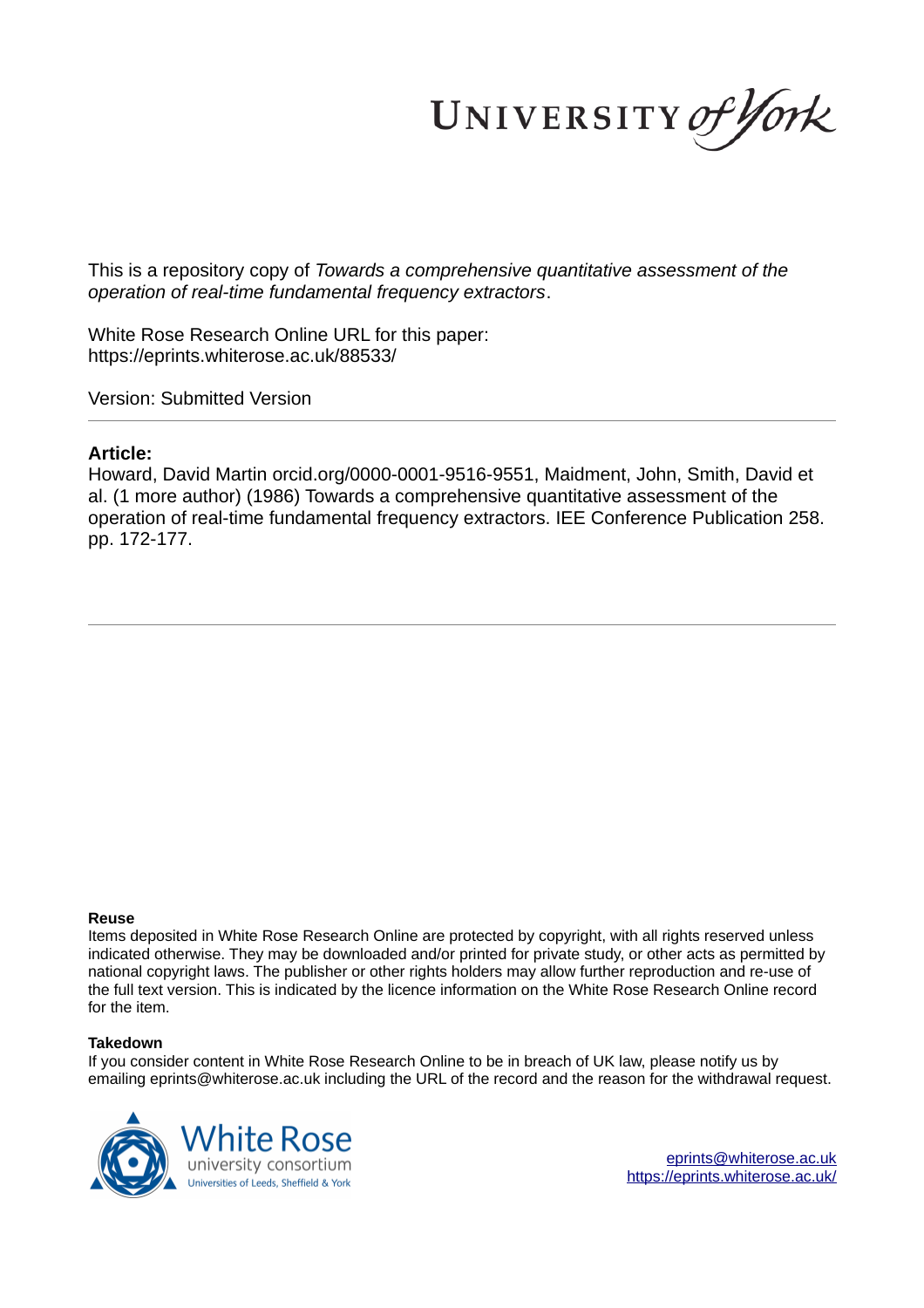This is a repository copy of *Towards a comprehensive quantitative assessment of the operation of real-time fundamental frequency extractors*.

White Rose Research Online URL for this paper:
https://eprints.whiterose.ac.uk/88533/

Version: Submitted Version

**Article:**

Howard, David Martin orcid.org/0000-0001-9516-9551, Maidment, John, Smith, David et al. (1 more author) (1986) Towards a comprehensive quantitative assessment of the operation of real-time fundamental frequency extractors. IEE Conference Publication 258. pp. 172-177.

**Reuse**

Items deposited in White Rose Research Online are protected by copyright, with all rights reserved unless indicated otherwise. They may be downloaded and/or printed for private study, or other acts as permitted by national copyright laws. The publisher or other rights holders may allow further reproduction and re-use of the full text version. This is indicated by the licence information on the White Rose Research Online record for the item.

**Takedown**

If you consider content in White Rose Research Online to be in breach of UK law, please notify us by emailing eprints@whiterose.ac.uk including the URL of the record and the reason for the withdrawal request.

eprints@whiterose.ac.uk
https://eprints.whiterose.ac.uk/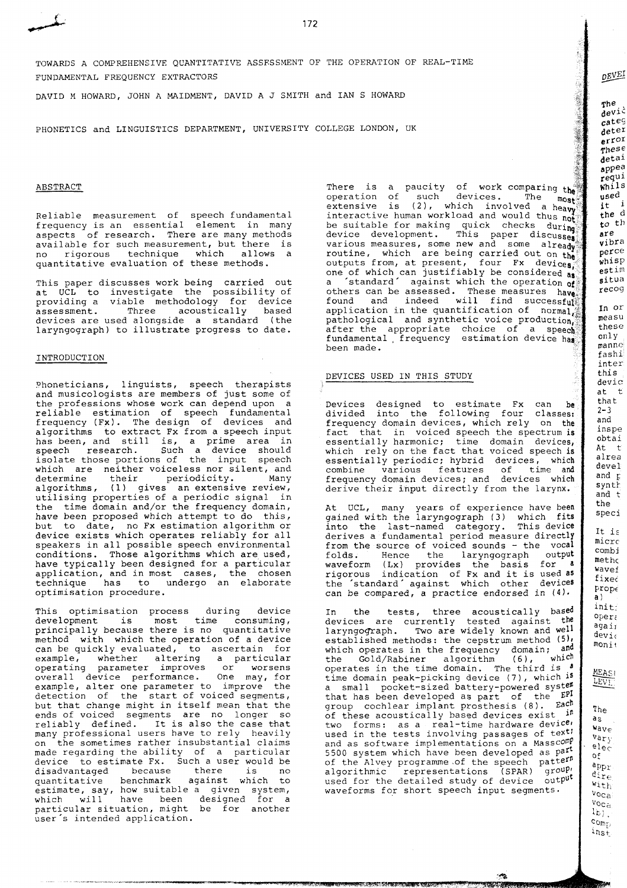TOWARDS A COMPREHENSIVE QUANTITATIVE ASSESSMENT OF THE OPERATION OF REAL-TIME FUNDAMENTAL FREQUENCY EXTRACTORS

DAVID M HOWARD, JOHN A MAIDMENT, DAVID A J SMITH and IAN S HOWARD

PHONETICS and LINGUISTICS DEPARTMENT, UNIVERSITY COLLEGE LONDON, UK

## ABSTRACT

Reliable measurement of speech fundamental frequency is an essential element in many aspects of research. There are many methods available for such measurement, but there is no rigorous technique which allows a quantitative evaluation of these methods.

This paper discusses work being carried out at UCL to investigate the possibility of providing a viable methodology for device assessment. Three acoustically based devices are used alongside a standard (the laryngograph) to illustrate progress to date.

## INTRODUCTION

Phoneticians, linguists, speech therapists and musicologists are members of just some of the professions whose work can depend upon a reliable estimation of speech fundamental frequency (Fx). The design of devices and algorithms to extract Fx from a speech input has been, and still is, a prime area in speech research. Such a device should isolate those portions of the input speech which are neither voiceless nor silent, and determine their periodicity. Many algorithms, (1) gives an extensive review, utilising properties of a periodic signal in the time domain and/or the frequency domain, have been proposed which attempt to do this, but to date, no Fx estimation algorithm or device exists which operates reliably for all speakers in all possible speech environmental conditions. Those algorithms which are used, have typically been designed for a particular application, and in most cases, the chosen technique has to undergo an elaborate optimisation procedure.

This optimisation process during device development is most time consuming, principally because there is no quantitative method with which the operation of a device can be quickly evaluated, to ascertain for example, whether altering a particular operating parameter improves or worsens overall device performance. One may, for example, alter one parameter to improve the detection of the start of voiced segments, but that change might in itself mean that the ends of voiced segments are no longer so reliably defined. It is also the case that many professional users have to rely heavily on the sometimes rather insubstantial claims made regarding the ability of a particular device to estimate Fx. Such a user would be disadvantaged because there is no quantitative benchmark against which to estimate, say, how suitable a given system, which will have been designed for a particular situation, might be for another user's intended application.

There is a paucity of work comparing the operation of such devices. The most extensive is (2), which involved a heavy interactive human workload and would thus not be suitable for making quick checks during device development. This paper discusses various measures, some new and some already routine, which are being carried out on the outputs from, at present, four Fx devices, one of which can justifiably be considered as a 'standard' against which the operation of others can be assessed. These measures have found and indeed will find successful application in the quantification of normal, pathological and synthetic voice production, after the appropriate choice of a speech fundamental frequency estimation device has been made.

## DEVICES USED IN THIS STUDY

Devices designed to estimate Fx can be divided into the following four classes: frequency domain devices, which rely on the fact that in voiced speech the spectrum is essentially harmonic; time domain devices, which rely on the fact that voiced speech is essentially periodic; hybrid devices, which combine various features of time and frequency domain devices; and devices which derive their input directly from the larynx.

At UCL, many years of experience have been gained with the laryngograph (3) which fits into the last-named category. This device derives a fundamental period measure directly from the source of voiced sounds - the vocal folds. Hence the laryngograph output waveform (Lx) provides the basis for a rigorous indication of Fx and it is used as the 'standard' against which other devices can be compared, a practice endorsed in (4).

In the tests, three acoustically based devices are currently tested against the laryngograph. Two are widely known and well established methods: the cepstrum method (5), which operates in the frequency domain; and the Gold/Rabiner algorithm (6), which operates in the time domain. The third is a time domain peak-picking device (7), which is a small pocket-sized battery-powered system that has been developed as part of the EPI group cochlear implant prosthesis (8). Each of these acoustically based devices exist in two forms: as a real-time hardware device, used in the tests involving passages of text; and as software implementations on a Masscomp 5500 system which have been developed as part of the Alvey programme of the speech pattern algorithmic representations (SPAR) group, used for the detailed study of device output waveforms for short speech input segments.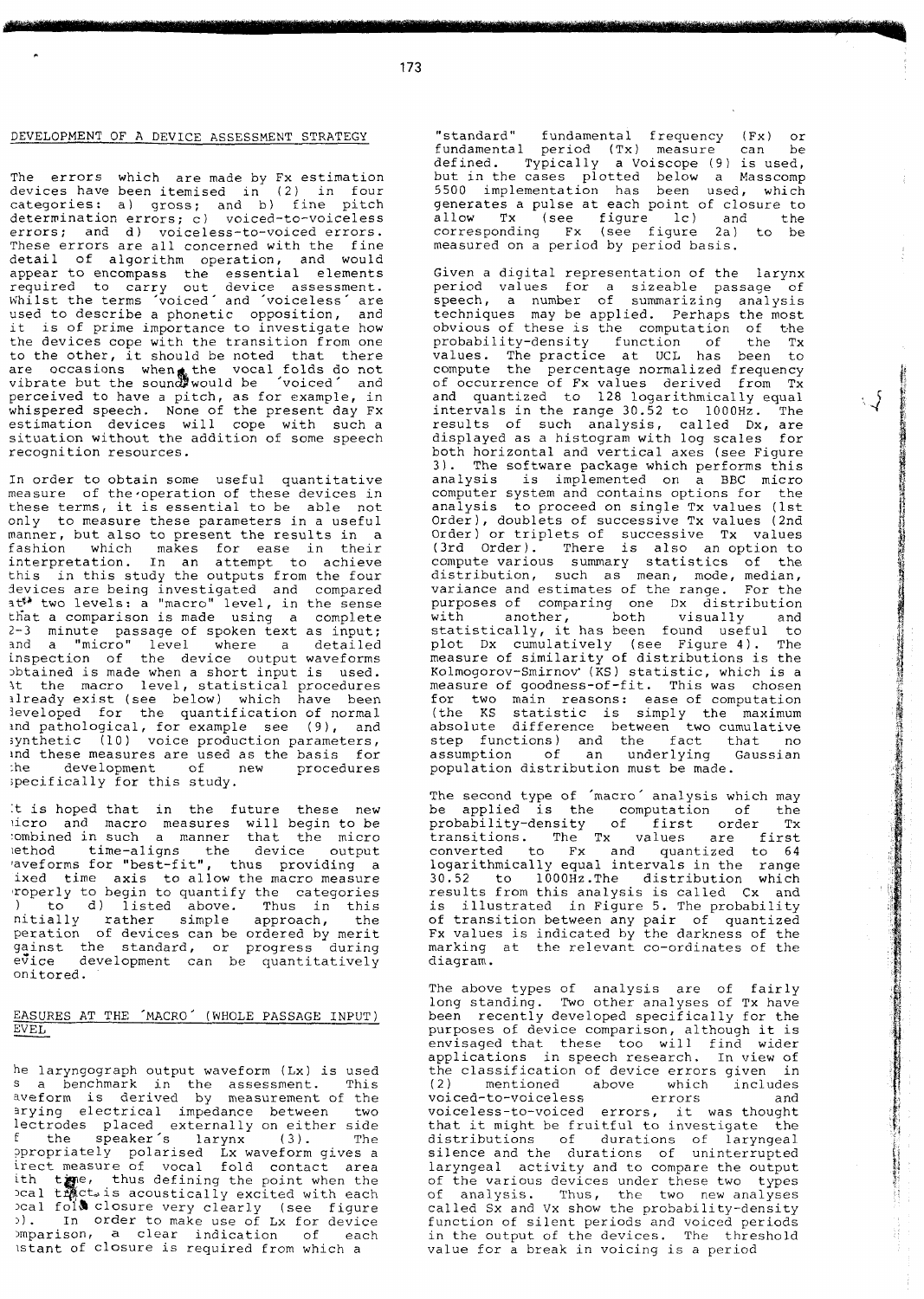## DEVELOPMENT OF A DEVICE ASSESSMENT STRATEGY

The errors which are made by Fx estimation devices have been itemised in (2) in four categories: a) gross; and b) fine pitch determination errors; c) voiced-to-voiceless errors; and d) voiceless-to-voiced errors. These errors are all concerned with the fine detail of algorithm operation, and would appear to encompass the essential elements required to carry out device assessment. Whilst the terms 'voiced' and 'voiceless' are used to describe a phonetic opposition, and it is of prime importance to investigate how the devices cope with the transition from one to the other, it should be noted that there are occasions when the vocal folds do not vibrate but the sound would be 'voiced' and perceived to have a pitch, as for example, in whispered speech. None of the present day Fx estimation devices will cope with such a situation without the addition of some speech recognition resources.

In order to obtain some useful quantitative measure of the operation of these devices in these terms, it is essential to be able not only to measure these parameters in a useful manner, but also to present the results in a fashion which makes for ease in their interpretation. In an attempt to achieve this in this study the outputs from the four devices are being investigated and compared at two levels: a "macro" level, in the sense that a comparison is made using a complete 2-3 minute passage of spoken text as input; and a "micro" level where a detailed inspection of the device output waveforms obtained is made when a short input is used. At the macro level, statistical procedures already exist (see below) which have been developed for the quantification of normal and pathological, for example see (9), and synthetic (10) voice production parameters, and these measures are used as the basis for the development of new procedures specifically for this study.

It is hoped that in the future these new micro and macro measures will begin to be combined in such a manner that the micro method time-aligns the device output waveforms for "best-fit", thus providing a fixed time axis to allow the macro measure properly to begin to quantify the categories a) to d) listed above. Thus in this initially rather simple approach, the operation of devices can be ordered by merit against the standard, or progress during device development can be quantitatively monitored.

## MEASURES AT THE 'MACRO' (WHOLE PASSAGE INPUT) LEVEL

The laryngograph output waveform (Lx) is used as a benchmark in the assessment. This waveform is derived by measurement of the varying electrical impedance between two electrodes placed externally on either side of the speaker's larynx (3). The appropriately polarised Lx waveform gives a direct measure of vocal fold contact area with time, thus defining the point when the vocal tract is acoustically excited with each vocal fold closure very clearly (see figure 1b). In order to make use of Lx for device comparison, a clear indication of each instant of closure is required from which a "standard" fundamental frequency (Fx) or fundamental period (Tx) measure can be defined. Typically a Voiscope (9) is used, but in the cases plotted below a Masscomp 5500 implementation has been used, which generates a pulse at each point of closure to allow Tx (see figure 1c) and the corresponding Fx (see figure 2a) to be measured on a period by period basis.

Given a digital representation of the larynx period values for a sizeable passage of speech, a number of summarizing analysis techniques may be applied. Perhaps the most obvious of these is the computation of the probability-density function of the Tx values. The practice at UCL has been to compute the percentage normalized frequency of occurrence of Fx values derived from Tx and quantized to 128 logarithmically equal intervals in the range 30.52 to 1000Hz. The results of such analysis, called Dx, are displayed as a histogram with log scales for both horizontal and vertical axes (see Figure 3). The software package which performs this analysis is implemented on a BBC micro computer system and contains options for the analysis to proceed on single Tx values (1st Order), doublets of successive Tx values (2nd Order) or triplets of successive Tx values (3rd Order). There is also an option to compute various summary statistics of the distribution, such as mean, mode, median, variance and estimates of the range. For the purposes of comparing one Dx distribution with another, both visually and statistically, it has been found useful to plot Dx cumulatively (see Figure 4). The measure of similarity of distributions is the Kolmogorov-Smirnov (KS) statistic, which is a measure of goodness-of-fit. This was chosen for two main reasons: ease of computation (the KS statistic is simply the maximum absolute difference between two cumulative step functions) and the fact that no assumption of an underlying Gaussian population distribution must be made.

The second type of 'macro' analysis which may be applied is the computation of the probability-density of first order Tx transitions. The Tx values are first converted to Fx and quantized to 64 logarithmically equal intervals in the range 30.52 to 1000Hz. The distribution which results from this analysis is called Cx and is illustrated in Figure 5. The probability of transition between any pair of quantized Fx values is indicated by the darkness of the marking at the relevant co-ordinates of the diagram.

The above types of analysis are of fairly long standing. Two other analyses of Tx have been recently developed specifically for the purposes of device comparison, although it is envisaged that these too will find wider applications in speech research. In view of the classification of device errors given in (2) mentioned above which includes voiced-to-voiceless errors and voiceless-to-voiced errors, it was thought that it might be fruitful to investigate the distributions of durations of laryngeal silence and the durations of uninterrupted laryngeal activity and to compare the output of the various devices under these two types of analysis. Thus, the two new analyses called Sx and Vx show the probability-density function of silent periods and voiced periods in the output of the devices. The threshold value for a break in voicing is a period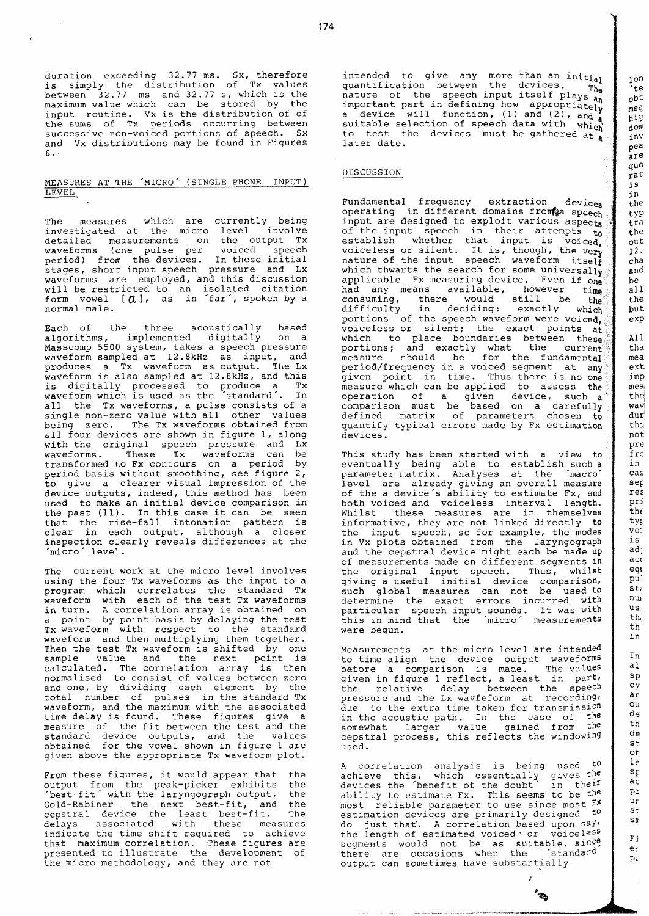duration exceeding 32.77 ms. Sx, therefore is simply the distribution of Tx values between 32.77 ms and 32.77 s, which is the maximum value which can be stored by the input routine. Vx is the distribution of of the sums of Tx periods occurring between successive non-voiced portions of speech. Sx and Vx distributions may be found in Figures 6.

## MEASURES AT THE 'MICRO' (SINGLE PHONE INPUT) LEVEL

The measures which are currently being investigated at the micro level involve detailed measurements on the output Tx waveforms (one pulse per voiced speech period) from the devices. In these initial stages, short input speech pressure and Lx waveforms are employed, and this discussion will be restricted to an isolated citation form vowel [ɑ], as in 'far', spoken by a normal male.

Each of the three acoustically based algorithms, implemented digitally on a Masscomp 5500 system, takes a speech pressure waveform sampled at 12.8kHz as input, and produces a Tx waveform as output. The Lx waveform is also sampled at 12.8kHz, and this is digitally processed to produce a Tx waveform which is used as the 'standard'. In all the Tx waveforms, a pulse consists of a single non-zero value with all other values being zero. The Tx waveforms obtained from all four devices are shown in figure 1, along with the original speech pressure and Lx waveforms. These Tx waveforms can be transformed to Fx contours on a period by period basis without smoothing, see figure 2, to give a clearer visual impression of the device outputs, indeed, this method has been used to make an initial device comparison in the past (11). In this case it can be seen that the rise-fall intonation pattern is clear in each output, although a closer inspection clearly reveals differences at the 'micro' level.

The current work at the micro level involves using the four Tx waveforms as the input to a program which correlates the standard Tx waveform with each of the test Tx waveforms in turn. A correlation array is obtained on a point by point basis by delaying the test Tx waveform with respect to the standard waveform and then multiplying them together. Then the test Tx waveform is shifted by one sample value and the next point is calculated. The correlation array is then normalised to consist of values between zero and one, by dividing each element by the total number of pulses in the standard Tx waveform, and the maximum with the associated time delay is found. These figures give a measure of the fit between the test and the standard device outputs, and the values obtained for the vowel shown in figure 1 are given above the appropriate Tx waveform plot.

From these figures, it would appear that the output from the peak-picker exhibits the 'best-fit' with the laryngograph output, the Gold-Rabiner the next best-fit, and the cepstral device the least best-fit. The delays associated with these measures indicate the time shift required to achieve that maximum correlation. These figures are presented to illustrate the development of the micro methodology, and they are not intended to give any more than an initial quantification between the devices. The nature of the speech input itself plays an important part in defining how appropriately a device will function, (1) and (2), and a suitable selection of speech data with which to test the devices must be gathered at a later date.

## DISCUSSION

Fundamental frequency extraction devices operating in different domains from a speech input are designed to exploit various aspects of the input speech in their attempts to establish whether that input is voiced, voiceless or silent. It is, though, the very nature of the input speech waveform itself which thwarts the search for some universally applicable Fx measuring device. Even if one had any means available, however time consuming, there would still be the difficulty in deciding: exactly which portions of the speech waveform were voiced, voiceless or silent; the exact points at which to place boundaries between these portions; and exactly what the current measure should be for the fundamental period/frequency in a voiced segment at any given point in time. Thus there is no one measure which can be applied to assess the operation of a given device, such a comparison must be based on a carefully defined matrix of parameters chosen to quantify typical errors made by Fx estimation devices.

This study has been started with a view to eventually being able to establish such a parameter matrix. Analyses at the 'macro' level are already giving an overall measure of a device's ability to estimate Fx, and both voiced and voiceless interval length. Whilst these measures are in themselves informative, they are not linked directly to the input speech, so for example, the modes in Vx plots obtained from the laryngograph and the cepstral device might each be made up of measurements made on different segments in the original input speech. Thus, whilst giving a useful initial device comparison, such global measures can not be used to determine the exact errors incurred with particular speech input sounds. It was with this in mind that the 'micro' measurements were begun.

Measurements at the micro level are intended to time align the device output waveforms before a comparison is made. The values given in figure 1 reflect, a least in part, the relative delay between the speech pressure and the Lx wavfeform at recording, due to the extra time taken for transmission in the acoustic path. In the case of the somewhat larger value gained from the cepstral process, this reflects the windowing used.

A correlation analysis is being used to achieve this, which essentially gives the devices the 'benefit of the doubt' in their ability to estimate Fx. This seems to be the most reliable parameter to use since most Fx estimation devices are primarily designed to do just that. A correlation based upon say, the length of estimated voiced or voiceless segments would not be as suitable, since there are occasions when the 'standard' output can sometimes have substantially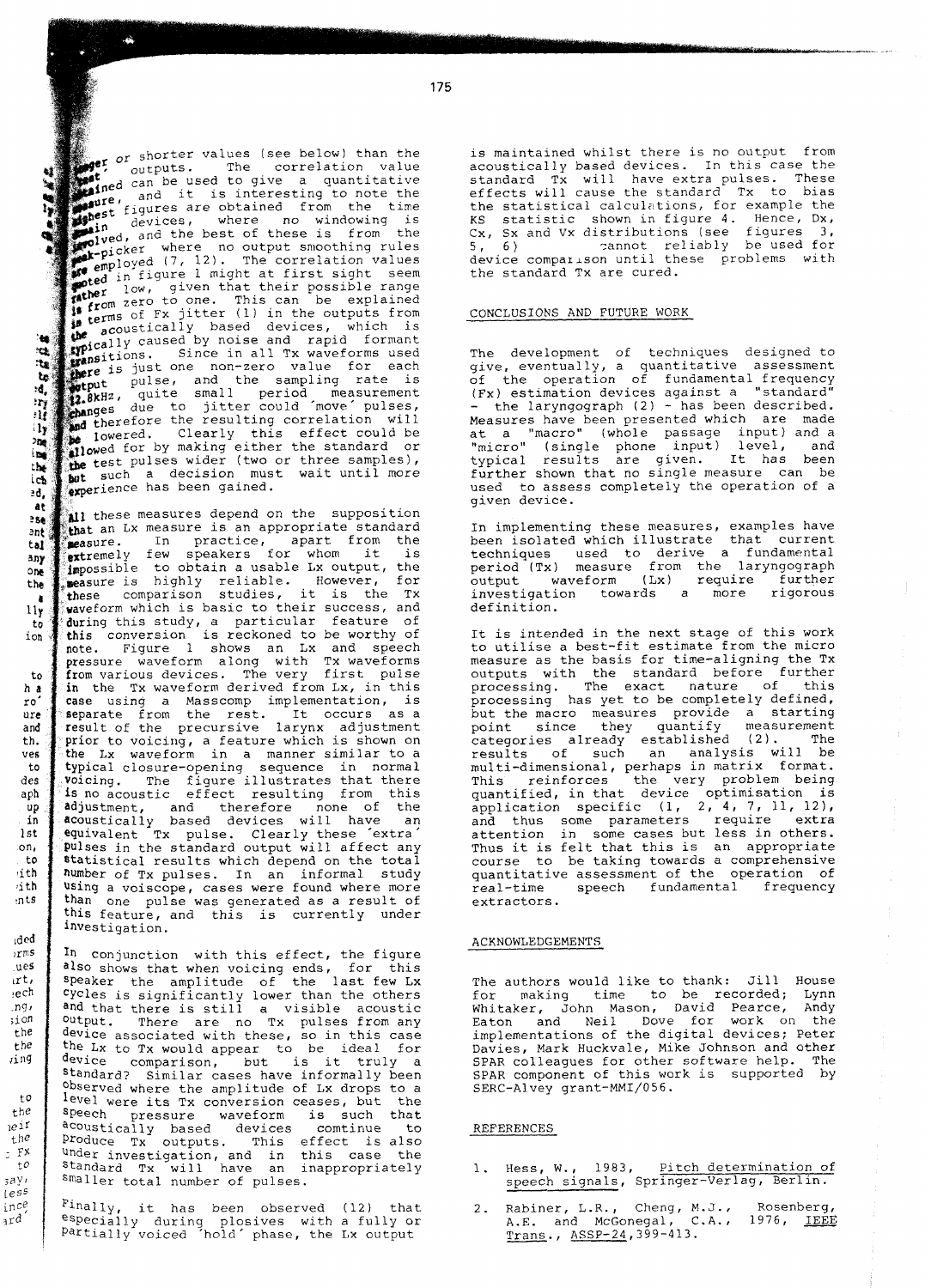or shorter values (see below) than the outputs. The correlation value obtained can be used to give a quantitative measure, and it is interesting to note the highest figures are obtained from the time domain devices, where no windowing is involved, and the best of these is from the peak-picker where no output smoothing rules are employed (7, 12). The correlation values noted in figure 1 might at first sight seem rather low, given that their possible range is from zero to one. This can be explained in terms of Fx jitter (1) in the outputs from the acoustically based devices, which is typically caused by noise and rapid formant transitions. Since in all Tx waveforms used there is just one non-zero value for each output pulse, and the sampling rate is 12.8kHz, quite small period measurement changes due to jitter could 'move' pulses, and therefore the resulting correlation will be lowered. Clearly this effect could be allowed for by making either the standard or the test pulses wider (two or three samples), but such a decision must wait until more experience has been gained.

All these measures depend on the supposition that an Lx measure is an appropriate standard measure. In practice, apart from the extremely few speakers for whom it is impossible to obtain a usable Lx output, the measure is highly reliable. However, for these comparison studies, it is the Tx waveform which is basic to their success, and during this study, a particular feature of this conversion is reckoned to be worthy of note. Figure 1 shows an Lx and speech pressure waveform along with Tx waveforms from various devices. The very first pulse in the Tx waveform derived from Lx, in this case using a Masscomp implementation, is separate from the rest. It occurs as a result of the precursive larynx adjustment prior to voicing, a feature which is shown on the Lx waveform in a manner similar to a typical closure-opening sequence in normal voicing. The figure illustrates that there is no acoustic effect resulting from this adjustment, and therefore none of the acoustically based devices will have an equivalent Tx pulse. Clearly these 'extra' pulses in the standard output will affect any statistical results which depend on the total number of Tx pulses. In an informal study using a voiscope, cases were found where more than one pulse was generated as a result of this feature, and this is currently under investigation.

In conjunction with this effect, the figure also shows that when voicing ends, for this speaker the amplitude of the last few Lx cycles is significantly lower than the others and that there is still a visible acoustic output. There are no Tx pulses from any device associated with these, so in this case the Lx to Tx would appear to be ideal for device comparison, but is it truly a standard? Similar cases have informally been observed where the amplitude of Lx drops to a level were its Tx conversion ceases, but the speech pressure waveform is such that acoustically based devices comtinue to produce Tx outputs. This effect is also under investigation, and in this case the standard Tx will have an inappropriately smaller total number of pulses.

Finally, it has been observed (12) that especially during plosives with a fully or partially voiced 'hold' phase, the Lx output is maintained whilst there is no output from acoustically based devices. In this case the standard Tx will have extra pulses. These effects will cause the standard Tx to bias the statistical calculations, for example the KS statistic shown in figure 4. Hence, Dx, Cx, Sx and Vx distributions (see figures 3, 5, 6) cannot reliably be used for device comparison until these problems with the standard Tx are cured.

## CONCLUSIONS AND FUTURE WORK

The development of techniques designed to give, eventually, a quantitative assessment of the operation of fundamental frequency (Fx) estimation devices against a "standard" - the laryngograph (2) - has been described. Measures have been presented which are made at a "macro" (whole passage input) and a "micro" (single phone input) level, and typical results are given. It has been further shown that no single measure can be used to assess completely the operation of a given device.

In implementing these measures, examples have been isolated which illustrate that current techniques used to derive a fundamental period (Tx) measure from the laryngograph output waveform (Lx) require further investigation towards a more rigorous definition.

It is intended in the next stage of this work to utilise a best-fit estimate from the micro measure as the basis for time-aligning the Tx outputs with the standard before further processing. The exact nature of this processing has yet to be completely defined, but the macro measures provide a starting point since they quantify measurement categories already established (2). The results of such an analysis will be multi-dimensional, perhaps in matrix format. This reinforces the very problem being quantified, in that device optimisation is application specific (1, 2, 4, 7, 11, 12), and thus some parameters require extra attention in some cases but less in others. Thus it is felt that this is an appropriate course to be taking towards a comprehensive quantitative assessment of the operation of real-time speech fundamental frequency extractors.

## ACKNOWLEDGEMENTS

The authors would like to thank: Jill House for making time to be recorded; Lynn Whitaker, John Mason, David Pearce, Andy Eaton and Neil Dove for work on the implementations of the digital devices; Peter Davies, Mark Huckvale, Mike Johnson and other SPAR colleagues for other software help. The SPAR component of this work is supported by SERC-Alvey grant-MMI/056.

## REFERENCES

1. Hess, W., 1983, Pitch determination of speech signals, Springer-Verlag, Berlin.
2. Rabiner, L.R., Cheng, M.J., Rosenberg, A.E. and McGonegal, C.A., 1976, IEEE Trans., ASSP-24, 399-413.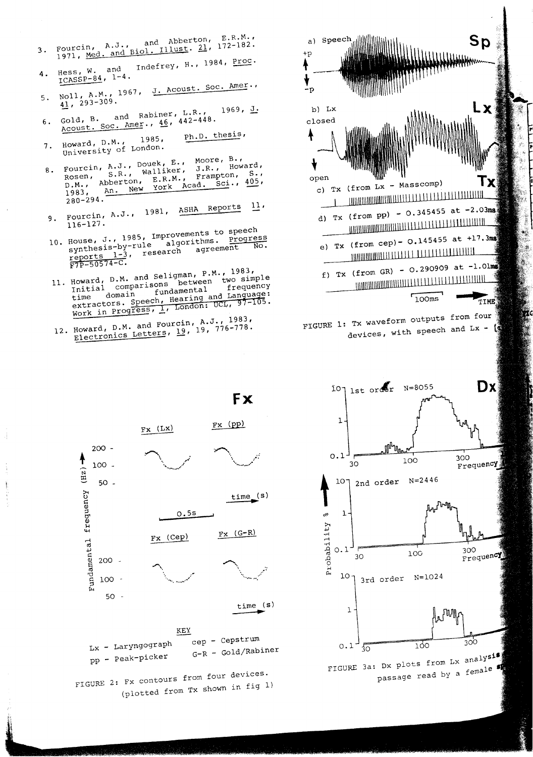3. Fourcin, A.J., and Abberton, E.R.M., 1971, Med. and Biol. Illust. 21, 172-182.
4. Hess, W. and Indefrey, H., 1984, Proc. ICASSP-84, 1-4.
5. Noll, A.M., 1967, J. Acoust. Soc. Amer., 41, 293-309.
6. Gold, B. and Rabiner, L.R., 1969, J. Acoust. Soc. Amer., 46, 442-448.
7. Howard, D.M., 1985, Ph.D. thesis, University of London.
8. Fourcin, A.J., Douek, E., Moore, B., Rosen, S.R., Walliker, J.R., Howard, D.M., Abberton, E.R.M., Frampton, S., 1983, An. New York Acad. Sci., 405, 280-294.
9. Fourcin, A.J., 1981, ASHA Reports 11, 116-127.
10. House, J., 1985, Improvements to speech synthesis-by-rule algorithms. Progress reports 1-3, research agreement No. F7P-50574-C.
11. Howard, D.M. and Seligman, P.M., 1983, Initial comparisons between two simple time domain fundamental frequency extractors. Speech, Hearing and Language: Work in Progress, 1, London: UCL, 97-105.
12. Howard, D.M. and Fourcin, A.J., 1983, Electronics Letters, 19, 19, 776-778.

a) Speech — Sp

b) Lx — closed / open — Lx

c) Tx (from Lx - Masscomp) — Tx

d) Tx (from pp) - 0.345455 at -2.03ms

e) Tx (from cep) - 0.145455 at +17.3ms

f) Tx (from GR) - 0.290909 at -1.01ms

100ms — TIME

FIGURE 1: Tx waveform outputs from four devices, with speech and Lx - [...]

**Fx**

Fx (Lx) — Fx (pp) — Fx (Cep) — Fx (G-R)

Fundamental frequency (Hz): 200, 100, 50 — time (s) — 0.5s

KEY

Lx - Laryngograph &nbsp;&nbsp; cep - Cepstrum

pp - Peak-picker &nbsp;&nbsp; G-R - Gold/Rabiner

FIGURE 2: Fx contours from four devices. (plotted from Tx shown in fig 1)

**Dx**

1st order N=8055

2nd order N=2446

3rd order N=1024

Probability % — 10, 1, 0.1 — Frequency 30, 100, 300

FIGURE 3a: Dx plots from Lx analysis [...] passage read by a female s[...]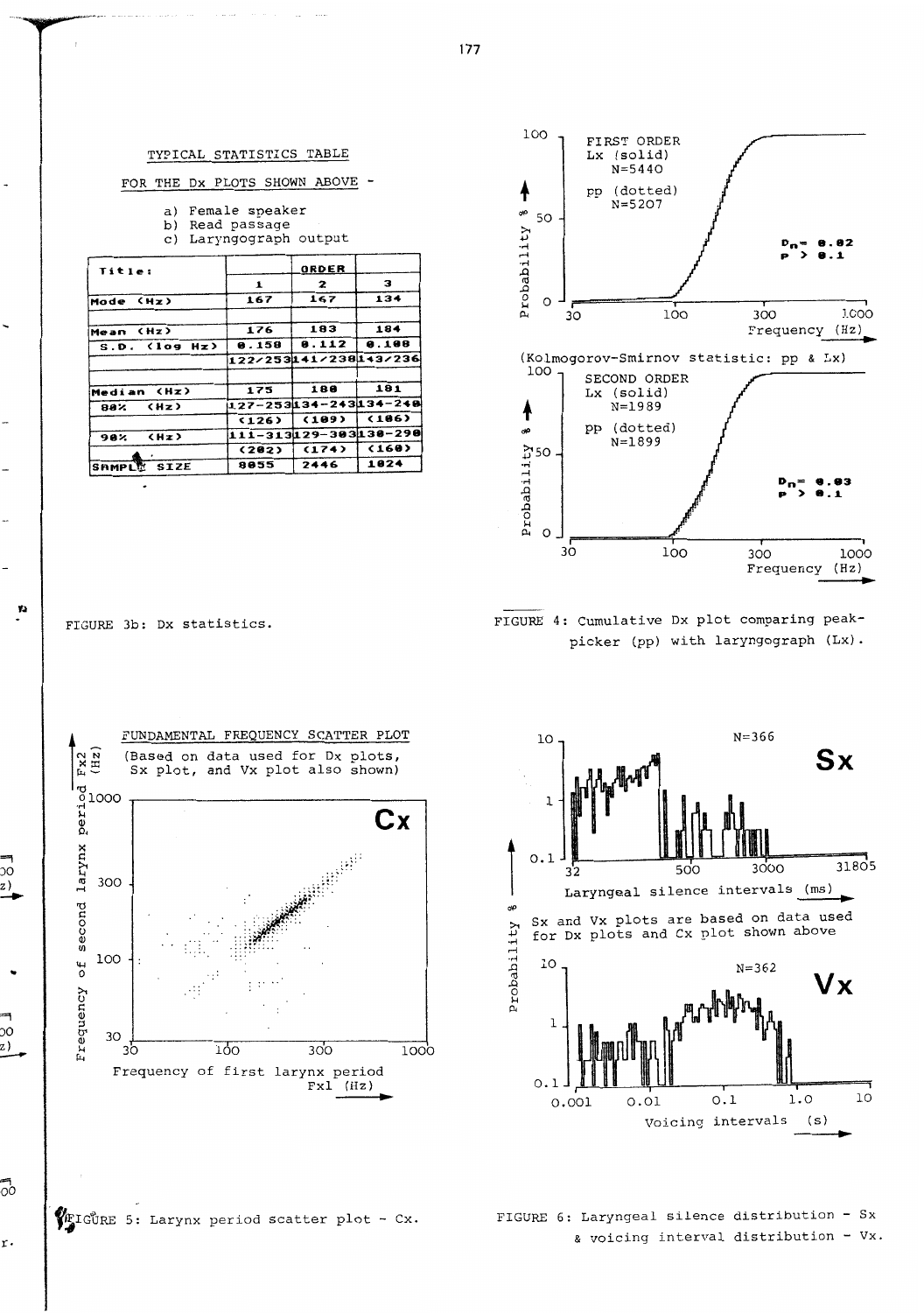TYPICAL STATISTICS TABLE

FOR THE Dx PLOTS SHOWN ABOVE -

a) Female speaker
b) Read passage
c) Laryngograph output

| Title: | ORDER | | |
|---|---|---|---|
| | 1 | 2 | 3 |
| Mode (Hz) | 167 | 167 | 134 |
| Mean (Hz) | 176 | 183 | 184 |
| S.D. (log Hz) | 0.158 | 0.112 | 0.108 |
| | 122/253 | 141/238 | 143/236 |
| Median (Hz) | 175 | 180 | 181 |
| 80% (Hz) | 127-253 | 134-243 | 134-240 |
| | (126) | (109) | (106) |
| 90% (Hz) | 111-313 | 129-303 | 130-290 |
| | (202) | (174) | (160) |
| SAMPLE SIZE | 8055 | 2446 | 1024 |

FIGURE 3b: Dx statistics.

FIRST ORDER
Lx (solid)
N=5440
pp (dotted)
N=5207
Probability %
0
50
100
30
100
300
1000
Frequency (Hz)
$D_n = 0.02$
$p > 0.1$

(Kolmogorov-Smirnov statistic: pp & Lx)

SECOND ORDER
Lx (solid)
N=1989
pp (dotted)
N=1899
Probability %
0
50
100
30
100
300
1000
Frequency (Hz)
$D_n = 0.03$
$p > 0.1$

FIGURE 4: Cumulative Dx plot comparing peak-picker (pp) with laryngograph (Lx).

FUNDAMENTAL FREQUENCY SCATTER PLOT
(Based on data used for Dx plots, Sx plot, and Vx plot also shown)
Cx
Frequency of second larynx period Fx2 (Hz)
30
100
300
1000
Frequency of first larynx period Fx1 (Hz)

FIGURE 5: Larynx period scatter plot - Cx.

N=366
Sx
0.1
1
10
32
500
3000
31805
Laryngeal silence intervals (ms)

Probability %

Sx and Vx plots are based on data used for Dx plots and Cx plot shown above

N=362
Vx
0.1
1
10
0.001
0.01
0.1
1.0
10
Voicing intervals (s)

FIGURE 6: Laryngeal silence distribution - Sx & voicing interval distribution - Vx.